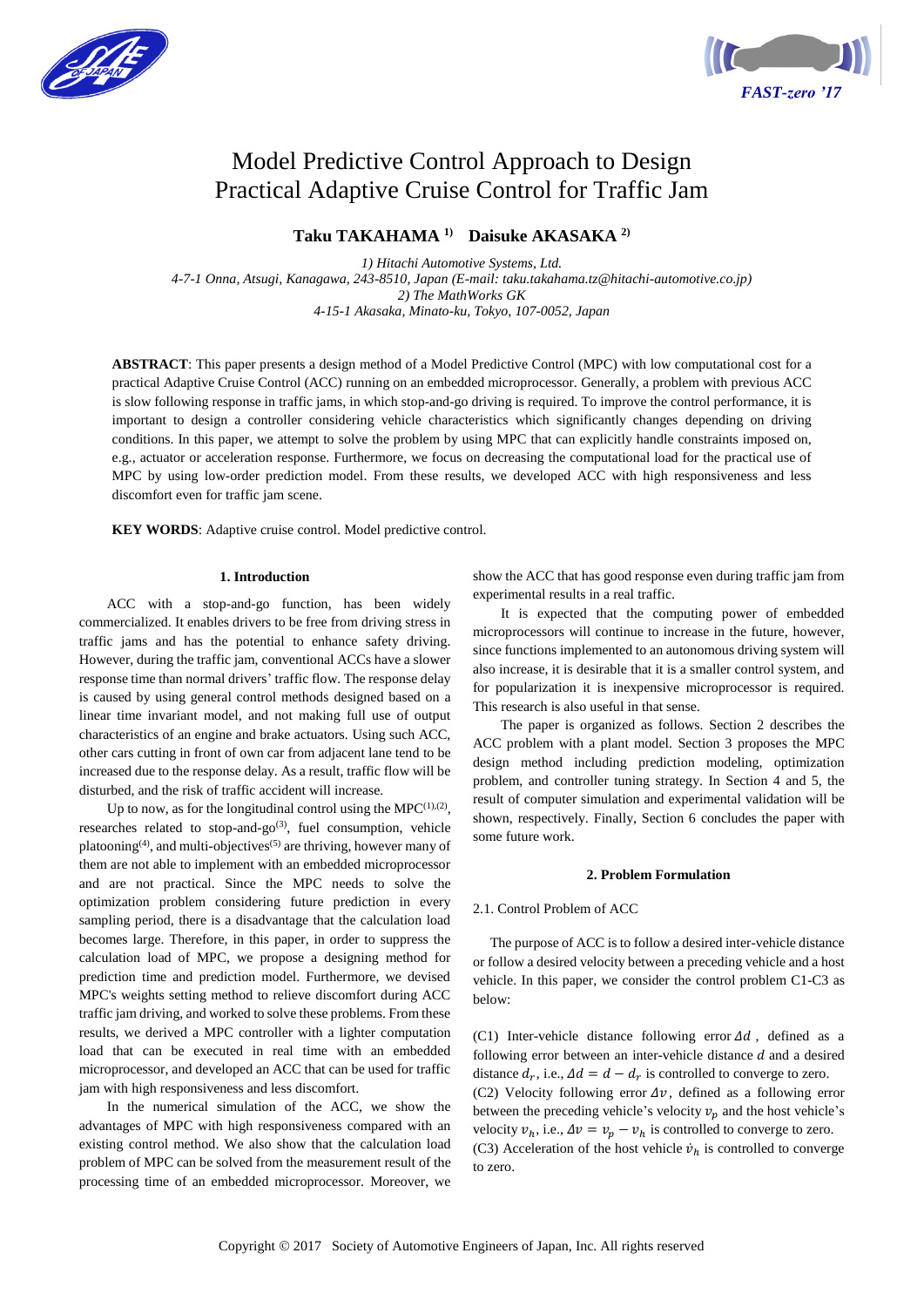# Model Predictive Control Approach to Design Practical Adaptive Cruise Control for Traffic Jam

**Taku TAKAHAMA [1)] Daisuke AKASAKA [2)]**

*1) Hitachi Automotive Systems, Ltd.*
*4-7-1 Onna, Atsugi, Kanagawa, 243-8510, Japan (E-mail: taku.takahama.tz@hitachi-automotive.co.jp)*
*2) The MathWorks GK*
*4-15-1 Akasaka, Minato-ku, Tokyo, 107-0052, Japan*

**ABSTRACT**: This paper presents a design method of a Model Predictive Control (MPC) with low computational cost for a practical Adaptive Cruise Control (ACC) running on an embedded microprocessor. Generally, a problem with previous ACC is slow following response in traffic jams, in which stop-and-go driving is required. To improve the control performance, it is important to design a controller considering vehicle characteristics which significantly changes depending on driving conditions. In this paper, we attempt to solve the problem by using MPC that can explicitly handle constraints imposed on, e.g., actuator or acceleration response. Furthermore, we focus on decreasing the computational load for the practical use of MPC by using low-order prediction model. From these results, we developed ACC with high responsiveness and less discomfort even for traffic jam scene.

**KEY WORDS**: Adaptive cruise control. Model predictive control.

## 1. Introduction

ACC with a stop-and-go function, has been widely commercialized. It enables drivers to be free from driving stress in traffic jams and has the potential to enhance safety driving. However, during the traffic jam, conventional ACCs have a slower response time than normal drivers' traffic flow. The response delay is caused by using general control methods designed based on a linear time invariant model, and not making full use of output characteristics of an engine and brake actuators. Using such ACC, other cars cutting in front of own car from adjacent lane tend to be increased due to the response delay. As a result, traffic flow will be disturbed, and the risk of traffic accident will increase.

Up to now, as for the longitudinal control using the MPC[(1),(2)], researches related to stop-and-go[(3)], fuel consumption, vehicle platooning[(4)], and multi-objectives[(5)] are thriving, however many of them are not able to implement with an embedded microprocessor and are not practical. Since the MPC needs to solve the optimization problem considering future prediction in every sampling period, there is a disadvantage that the calculation load becomes large. Therefore, in this paper, in order to suppress the calculation load of MPC, we propose a designing method for prediction time and prediction model. Furthermore, we devised MPC's weights setting method to relieve discomfort during ACC traffic jam driving, and worked to solve these problems. From these results, we derived a MPC controller with a lighter computation load that can be executed in real time with an embedded microprocessor, and developed an ACC that can be used for traffic jam with high responsiveness and less discomfort.

In the numerical simulation of the ACC, we show the advantages of MPC with high responsiveness compared with an existing control method. We also show that the calculation load problem of MPC can be solved from the measurement result of the processing time of an embedded microprocessor. Moreover, we show the ACC that has good response even during traffic jam from experimental results in a real traffic.

It is expected that the computing power of embedded microprocessors will continue to increase in the future, however, since functions implemented to an autonomous driving system will also increase, it is desirable that it is a smaller control system, and for popularization it is inexpensive microprocessor is required. This research is also useful in that sense.

The paper is organized as follows. Section 2 describes the ACC problem with a plant model. Section 3 proposes the MPC design method including prediction modeling, optimization problem, and controller tuning strategy. In Section 4 and 5, the result of computer simulation and experimental validation will be shown, respectively. Finally, Section 6 concludes the paper with some future work.

## 2. Problem Formulation

### 2.1. Control Problem of ACC

The purpose of ACC is to follow a desired inter-vehicle distance or follow a desired velocity between a preceding vehicle and a host vehicle. In this paper, we consider the control problem C1-C3 as below:

(C1) Inter-vehicle distance following error $\Delta d$, defined as a following error between an inter-vehicle distance $d$ and a desired distance $d_r$, i.e., $\Delta d = d - d_r$ is controlled to converge to zero.
(C2) Velocity following error $\Delta v$, defined as a following error between the preceding vehicle's velocity $v_p$ and the host vehicle's velocity $v_h$, i.e., $\Delta v = v_p - v_h$ is controlled to converge to zero.
(C3) Acceleration of the host vehicle $\dot{v}_h$ is controlled to converge to zero.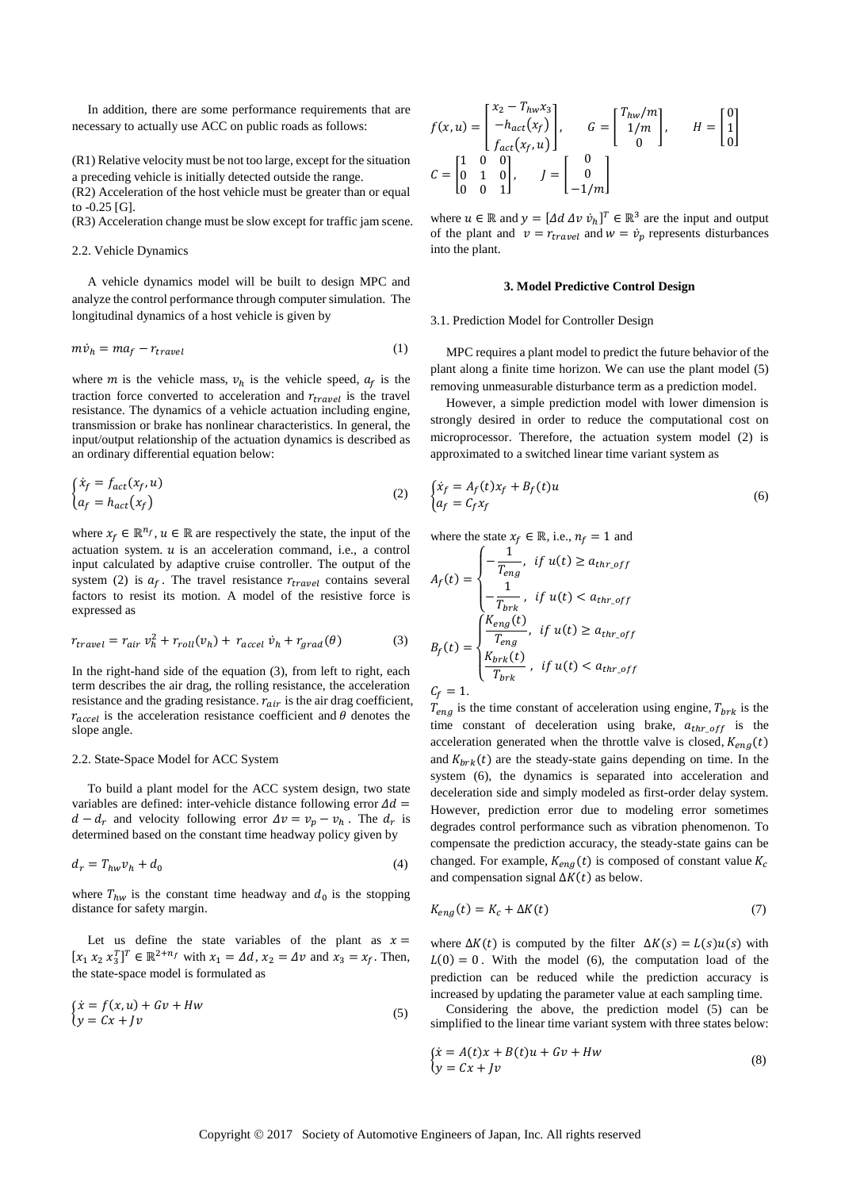In addition, there are some performance requirements that are necessary to actually use ACC on public roads as follows:

(R1) Relative velocity must be not too large, except for the situation a preceding vehicle is initially detected outside the range.
(R2) Acceleration of the host vehicle must be greater than or equal to -0.25 [G].
(R3) Acceleration change must be slow except for traffic jam scene.

2.2. Vehicle Dynamics

A vehicle dynamics model will be built to design MPC and analyze the control performance through computer simulation. The longitudinal dynamics of a host vehicle is given by

$$m\dot{v}_h = ma_f - r_{travel} \tag{1}$$

where $m$ is the vehicle mass, $v_h$ is the vehicle speed, $a_f$ is the traction force converted to acceleration and $r_{travel}$ is the travel resistance. The dynamics of a vehicle actuation including engine, transmission or brake has nonlinear characteristics. In general, the input/output relationship of the actuation dynamics is described as an ordinary differential equation below:

$$\begin{cases} \dot{x}_f = f_{act}(x_f, u) \\ a_f = h_{act}(x_f) \end{cases} \tag{2}$$

where $x_f \in \mathbb{R}^{n_f}$, $u \in \mathbb{R}$ are respectively the state, the input of the actuation system. $u$ is an acceleration command, i.e., a control input calculated by adaptive cruise controller. The output of the system (2) is $a_f$. The travel resistance $r_{travel}$ contains several factors to resist its motion. A model of the resistive force is expressed as

$$r_{travel} = r_{air}\, v_h^2 + r_{roll}(v_h) + r_{accel}\, \dot{v}_h + r_{grad}(\theta) \tag{3}$$

In the right-hand side of the equation (3), from left to right, each term describes the air drag, the rolling resistance, the acceleration resistance and the grading resistance. $r_{air}$ is the air drag coefficient, $r_{accel}$ is the acceleration resistance coefficient and $\theta$ denotes the slope angle.

2.2. State-Space Model for ACC System

To build a plant model for the ACC system design, two state variables are defined: inter-vehicle distance following error $\Delta d = d - d_r$ and velocity following error $\Delta v = v_p - v_h$. The $d_r$ is determined based on the constant time headway policy given by

$$d_r = T_{hw} v_h + d_0 \tag{4}$$

where $T_{hw}$ is the constant time headway and $d_0$ is the stopping distance for safety margin.

Let us define the state variables of the plant as $x = [x_1\ x_2\ x_3^T]^T \in \mathbb{R}^{2+n_f}$ with $x_1 = \Delta d$, $x_2 = \Delta v$ and $x_3 = x_f$. Then, the state-space model is formulated as

$$\begin{cases} \dot{x} = f(x,u) + Gv + Hw \\ y = Cx + Jv \end{cases} \tag{5}$$

$$f(x,u) = \begin{bmatrix} x_2 - T_{hw}x_3 \\ -h_{act}(x_f) \\ f_{act}(x_f, u) \end{bmatrix}, \quad G = \begin{bmatrix} T_{hw}/m \\ 1/m \\ 0 \end{bmatrix}, \quad H = \begin{bmatrix} 0 \\ 1 \\ 0 \end{bmatrix}$$

$$C = \begin{bmatrix} 1 & 0 & 0 \\ 0 & 1 & 0 \\ 0 & 0 & 1 \end{bmatrix}, \quad J = \begin{bmatrix} 0 \\ 0 \\ -1/m \end{bmatrix}$$

where $u \in \mathbb{R}$ and $y = [\Delta d\ \Delta v\ \dot{v}_h]^T \in \mathbb{R}^3$ are the input and output of the plant and $v = r_{travel}$ and $w = \dot{v}_p$ represents disturbances into the plant.

## 3. Model Predictive Control Design

3.1. Prediction Model for Controller Design

MPC requires a plant model to predict the future behavior of the plant along a finite time horizon. We can use the plant model (5) removing unmeasurable disturbance term as a prediction model.

However, a simple prediction model with lower dimension is strongly desired in order to reduce the computational cost on microprocessor. Therefore, the actuation system model (2) is approximated to a switched linear time variant system as

$$\begin{cases} \dot{x}_f = A_f(t)x_f + B_f(t)u \\ a_f = C_f x_f \end{cases} \tag{6}$$

where the state $x_f \in \mathbb{R}$, i.e., $n_f = 1$ and

$$A_f(t) = \begin{cases} -\dfrac{1}{T_{eng}}, & if\ u(t) \geq a_{thr\_off} \\ -\dfrac{1}{T_{brk}}, & if\ u(t) < a_{thr\_off} \end{cases}$$

$$B_f(t) = \begin{cases} \dfrac{K_{eng}(t)}{T_{eng}}, & if\ u(t) \geq a_{thr\_off} \\ \dfrac{K_{brk}(t)}{T_{brk}}, & if\ u(t) < a_{thr\_off} \end{cases}$$

$C_f = 1$.

$T_{eng}$ is the time constant of acceleration using engine, $T_{brk}$ is the time constant of deceleration using brake, $a_{thr\_off}$ is the acceleration generated when the throttle valve is closed, $K_{eng}(t)$ and $K_{brk}(t)$ are the steady-state gains depending on time. In the system (6), the dynamics is separated into acceleration and deceleration side and simply modeled as first-order delay system. However, prediction error due to modeling error sometimes degrades control performance such as vibration phenomenon. To compensate the prediction accuracy, the steady-state gains can be changed. For example, $K_{eng}(t)$ is composed of constant value $K_c$ and compensation signal $\Delta K(t)$ as below.

$$K_{eng}(t) = K_c + \Delta K(t) \tag{7}$$

where $\Delta K(t)$ is computed by the filter $\Delta K(s) = L(s)u(s)$ with $L(0) = 0$. With the model (6), the computation load of the prediction can be reduced while the prediction accuracy is increased by updating the parameter value at each sampling time.

Considering the above, the prediction model (5) can be simplified to the linear time variant system with three states below:

$$\begin{cases} \dot{x} = A(t)x + B(t)u + Gv + Hw \\ y = Cx + Jv \end{cases} \tag{8}$$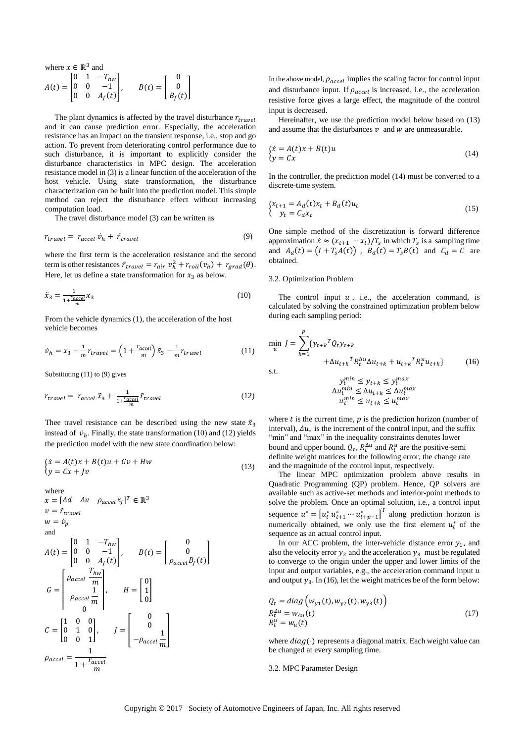where $x \in \mathbb{R}^3$ and

$$A(t) = \begin{bmatrix} 0 & 1 & -T_{hw} \\ 0 & 0 & -1 \\ 0 & 0 & A_f(t) \end{bmatrix}, \qquad B(t) = \begin{bmatrix} 0 \\ 0 \\ B_f(t) \end{bmatrix}$$

The plant dynamics is affected by the travel disturbance $r_{travel}$ and it can cause prediction error. Especially, the acceleration resistance has an impact on the transient response, i.e., stop and go action. To prevent from deteriorating control performance due to such disturbance, it is important to explicitly consider the disturbance characteristics in MPC design. The acceleration resistance model in (3) is a linear function of the acceleration of the host vehicle. Using state transformation, the disturbance characterization can be built into the prediction model. This simple method can reject the disturbance effect without increasing computation load.

The travel disturbance model (3) can be written as

$$r_{travel} = r_{accel}\,\dot{v}_h + \tilde{r}_{travel} \tag{9}$$

where the first term is the acceleration resistance and the second term is other resistances $\tilde{r}_{travel} = r_{air}\,v_h^2 + r_{roll}(v_h) + r_{grad}(\theta)$. Here, let us define a state transformation for $x_3$ as below.

$$\tilde{x}_3 = \frac{1}{1+\frac{r_{accel}}{m}} x_3 \tag{10}$$

From the vehicle dynamics (1), the acceleration of the host vehicle becomes

$$\dot{v}_h = x_3 - \frac{1}{m} r_{travel} = \left(1 + \frac{r_{accel}}{m}\right)\tilde{x}_3 - \frac{1}{m} r_{travel} \tag{11}$$

Substituting (11) to (9) gives

$$r_{travel} = r_{accel}\,\tilde{x}_3 + \frac{1}{1+\frac{r_{accel}}{m}}\tilde{r}_{travel} \tag{12}$$

Thee travel resistance can be described using the new state $\tilde{x}_3$ instead of $\dot{v}_h$. Finally, the state transformation (10) and (12) yields the prediction model with the new state coordination below:

$$\begin{cases} \dot{x} = A(t)x + B(t)u + Gv + Hw \\ y = Cx + Jv \end{cases} \tag{13}$$

where

$x = [\Delta d \quad \Delta v \quad \rho_{accel} x_f]^T \in \mathbb{R}^3$

$v = \tilde{r}_{travel}$

$w = \dot{v}_p$

and

$$A(t) = \begin{bmatrix} 0 & 1 & -T_{hw} \\ 0 & 0 & -1 \\ 0 & 0 & A_f(t) \end{bmatrix}, \qquad B(t) = \begin{bmatrix} 0 \\ 0 \\ \rho_{accel} B_f(t) \end{bmatrix}$$

$$G = \begin{bmatrix} \rho_{accel}\,\frac{T_{hw}}{m} \\ \rho_{accel}\,\frac{1}{m} \\ 0 \end{bmatrix}, \qquad H = \begin{bmatrix} 0 \\ 1 \\ 0 \end{bmatrix}$$

$$C = \begin{bmatrix} 1 & 0 & 0 \\ 0 & 1 & 0 \\ 0 & 0 & 1 \end{bmatrix}, \qquad J = \begin{bmatrix} 0 \\ 0 \\ -\rho_{accel}\,\frac{1}{m} \end{bmatrix}$$

$$\rho_{accel} = \frac{1}{1 + \frac{r_{accel}}{m}}$$

In the above model, $\rho_{accel}$ implies the scaling factor for control input and disturbance input. If $\rho_{accel}$ is increased, i.e., the acceleration resistive force gives a large effect, the magnitude of the control input is decreased.

Hereinafter, we use the prediction model below based on (13) and assume that the disturbances $v$ and $w$ are unmeasurable.

$$\begin{cases} \dot{x} = A(t)x + B(t)u \\ y = Cx \end{cases} \tag{14}$$

In the controller, the prediction model (14) must be converted to a discrete-time system.

$$\begin{cases} x_{t+1} = A_d(t)x_t + B_d(t)u_t \\ y_t = C_d x_t \end{cases} \tag{15}$$

One simple method of the discretization is forward difference approximation $\dot{x} \approx (x_{t+1} - x_t)/T_s$ in which $T_s$ is a sampling time and $A_d(t) = (I + T_s A(t))$, $B_d(t) = T_s B(t)$ and $C_d = C$ are obtained.

### 3.2. Optimization Problem

The control input $u$, i.e., the acceleration command, is calculated by solving the constrained optimization problem below during each sampling period:

$$\min_u J = \sum_{k=1}^{p} \{ y_{t+k}{}^T Q_t y_{t+k} + \Delta u_{t+k}{}^T R_t^{\Delta u} \Delta u_{t+k} + u_{t+k}{}^T R_t^u u_{t+k} \} \tag{16}$$

s.t.

$$y_t^{min} \le y_{t+k} \le y_t^{max}$$
$$\Delta u_t^{min} \le \Delta u_{t+k} \le \Delta u_t^{max}$$
$$u_t^{min} \le u_{t+k} \le u_t^{max}$$

where $t$ is the current time, $p$ is the prediction horizon (number of interval), $\Delta u_*$ is the increment of the control input, and the suffix "min" and "max" in the inequality constraints denotes lower bound and upper bound. $Q_t$, $R_t^{\Delta u}$ and $R_t^u$ are the positive-semi definite weight matrices for the following error, the change rate and the magnitude of the control input, respectively.

The linear MPC optimization problem above results in Quadratic Programming (QP) problem. Hence, QP solvers are available such as active-set methods and interior-point methods to solve the problem. Once an optimal solution, i.e., a control input sequence $u^* = [u_t^* \, u_{t+1}^* \cdots u_{t+p-1}^*]^T$ along prediction horizon is numerically obtained, we only use the first element $u_t^*$ of the sequence as an actual control input.

In our ACC problem, the inter-vehicle distance error $y_1$, and also the velocity error $y_2$ and the acceleration $y_3$ must be regulated to converge to the origin under the upper and lower limits of the input and output variables, e.g., the acceleration command input $u$ and output $y_3$. In (16), let the weight matrices be of the form below:

$$\begin{aligned} Q_t &= diag\left(w_{y1}(t), w_{y2}(t), w_{y3}(t)\right) \\ R_t^{\Delta u} &= w_{\Delta u}(t) \\ R_t^u &= w_u(t) \end{aligned} \tag{17}$$

where $diag(\cdot)$ represents a diagonal matrix. Each weight value can be changed at every sampling time.

### 3.2. MPC Parameter Design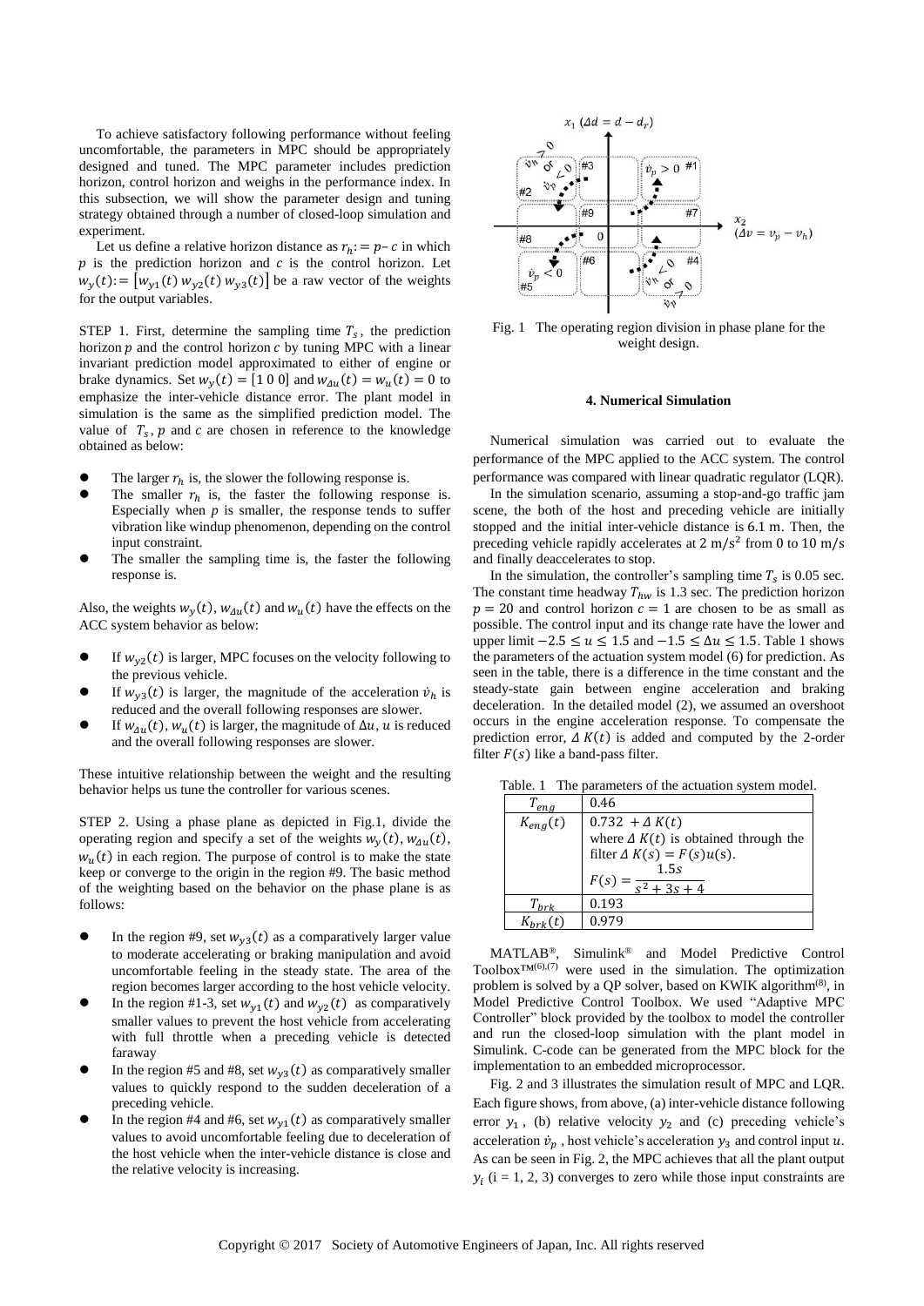To achieve satisfactory following performance without feeling uncomfortable, the parameters in MPC should be appropriately designed and tuned. The MPC parameter includes prediction horizon, control horizon and weighs in the performance index. In this subsection, we will show the parameter design and tuning strategy obtained through a number of closed-loop simulation and experiment.

Let us define a relative horizon distance as $r_h := p - c$ in which $p$ is the prediction horizon and $c$ is the control horizon. Let $w_y(t) := [w_{y1}(t)\ w_{y2}(t)\ w_{y3}(t)]$ be a raw vector of the weights for the output variables.

STEP 1. First, determine the sampling time $T_s$, the prediction horizon $p$ and the control horizon $c$ by tuning MPC with a linear invariant prediction model approximated to either of engine or brake dynamics. Set $w_y(t) = [1\ 0\ 0]$ and $w_{\Delta u}(t) = w_u(t) = 0$ to emphasize the inter-vehicle distance error. The plant model in simulation is the same as the simplified prediction model. The value of $T_s$, $p$ and $c$ are chosen in reference to the knowledge obtained as below:

- The larger $r_h$ is, the slower the following response is.
- The smaller $r_h$ is, the faster the following response is. Especially when $p$ is smaller, the response tends to suffer vibration like windup phenomenon, depending on the control input constraint.
- The smaller the sampling time is, the faster the following response is.

Also, the weights $w_y(t)$, $w_{\Delta u}(t)$ and $w_u(t)$ have the effects on the ACC system behavior as below:

- If $w_{y2}(t)$ is larger, MPC focuses on the velocity following to the previous vehicle.
- If $w_{y3}(t)$ is larger, the magnitude of the acceleration $\dot{v}_h$ is reduced and the overall following responses are slower.
- If $w_{\Delta u}(t)$, $w_u(t)$ is larger, the magnitude of $\Delta u$, $u$ is reduced and the overall following responses are slower.

These intuitive relationship between the weight and the resulting behavior helps us tune the controller for various scenes.

STEP 2. Using a phase plane as depicted in Fig.1, divide the operating region and specify a set of the weights $w_y(t)$, $w_{\Delta u}(t)$, $w_u(t)$ in each region. The purpose of control is to make the state keep or converge to the origin in the region #9. The basic method of the weighting based on the behavior on the phase plane is as follows:

- In the region #9, set $w_{y3}(t)$ as a comparatively larger value to moderate accelerating or braking manipulation and avoid uncomfortable feeling in the steady state. The area of the region becomes larger according to the host vehicle velocity.
- In the region #1-3, set $w_{y1}(t)$ and $w_{y2}(t)$ as comparatively smaller values to prevent the host vehicle from accelerating with full throttle when a preceding vehicle is detected faraway
- In the region #5 and #8, set $w_{y3}(t)$ as comparatively smaller values to quickly respond to the sudden deceleration of a preceding vehicle.
- In the region #4 and #6, set $w_{y1}(t)$ as comparatively smaller values to avoid uncomfortable feeling due to deceleration of the host vehicle when the inter-vehicle distance is close and the relative velocity is increasing.

Fig. 1 The operating region division in phase plane for the weight design.

## 4. Numerical Simulation

Numerical simulation was carried out to evaluate the performance of the MPC applied to the ACC system. The control performance was compared with linear quadratic regulator (LQR).

In the simulation scenario, assuming a stop-and-go traffic jam scene, the both of the host and preceding vehicle are initially stopped and the initial inter-vehicle distance is 6.1 m. Then, the preceding vehicle rapidly accelerates at 2 $\mathrm{m/s^2}$ from 0 to 10 m/s and finally deaccelerates to stop.

In the simulation, the controller's sampling time $T_s$ is 0.05 sec. The constant time headway $T_{hw}$ is 1.3 sec. The prediction horizon $p = 20$ and control horizon $c = 1$ are chosen to be as small as possible. The control input and its change rate have the lower and upper limit $-2.5 \leq u \leq 1.5$ and $-1.5 \leq \Delta u \leq 1.5$. Table 1 shows the parameters of the actuation system model (6) for prediction. As seen in the table, there is a difference in the time constant and the steady-state gain between engine acceleration and braking deceleration. In the detailed model (2), we assumed an overshoot occurs in the engine acceleration response. To compensate the prediction error, $\Delta K(t)$ is added and computed by the 2-order filter $F(s)$ like a band-pass filter.

Table. 1 The parameters of the actuation system model.

| | |
|---|---|
| $T_{eng}$ | 0.46 |
| $K_{eng}(t)$ | $0.732 + \Delta K(t)$ where $\Delta K(t)$ is obtained through the filter $\Delta K(s) = F(s)u(s)$. $F(s) = \dfrac{1.5s}{s^2 + 3s + 4}$ |
| $T_{brk}$ | 0.193 |
| $K_{brk}(t)$ | 0.979 |

MATLAB®, Simulink® and Model Predictive Control Toolbox™[(6),(7)] were used in the simulation. The optimization problem is solved by a QP solver, based on KWIK algorithm[(8)], in Model Predictive Control Toolbox. We used "Adaptive MPC Controller" block provided by the toolbox to model the controller and run the closed-loop simulation with the plant model in Simulink. C-code can be generated from the MPC block for the implementation to an embedded microprocessor.

Fig. 2 and 3 illustrates the simulation result of MPC and LQR. Each figure shows, from above, (a) inter-vehicle distance following error $y_1$, (b) relative velocity $y_2$ and (c) preceding vehicle's acceleration $\dot{v}_p$, host vehicle's acceleration $y_3$ and control input $u$. As can be seen in Fig. 2, the MPC achieves that all the plant output $y_i$ (i = 1, 2, 3) converges to zero while those input constraints are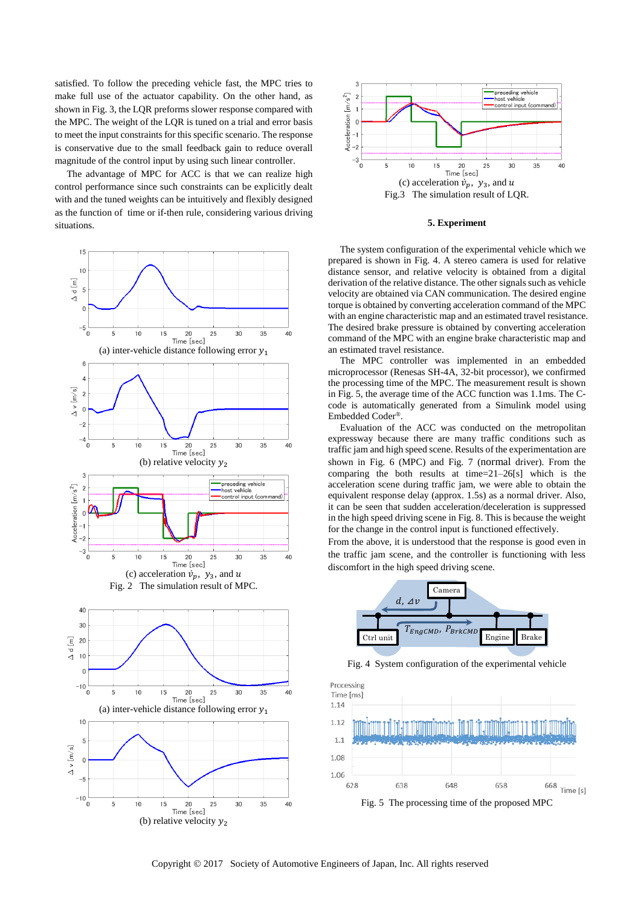satisfied. To follow the preceding vehicle fast, the MPC tries to make full use of the actuator capability. On the other hand, as shown in Fig. 3, the LQR preforms slower response compared with the MPC. The weight of the LQR is tuned on a trial and error basis to meet the input constraints for this specific scenario. The response is conservative due to the small feedback gain to reduce overall magnitude of the control input by using such linear controller.

The advantage of MPC for ACC is that we can realize high control performance since such constraints can be explicitly dealt with and the tuned weights can be intuitively and flexibly designed as the function of time or if-then rule, considering various driving situations.

(a) inter-vehicle distance following error $y_1$

(b) relative velocity $y_2$

(c) acceleration $\dot{v}_p$, $y_3$, and $u$

Fig. 2 The simulation result of MPC.

(a) inter-vehicle distance following error $y_1$

(b) relative velocity $y_2$

(c) acceleration $\dot{v}_p$, $y_3$, and $u$

Fig.3 The simulation result of LQR.

## 5. Experiment

The system configuration of the experimental vehicle which we prepared is shown in Fig. 4. A stereo camera is used for relative distance sensor, and relative velocity is obtained from a digital derivation of the relative distance. The other signals such as vehicle velocity are obtained via CAN communication. The desired engine torque is obtained by converting acceleration command of the MPC with an engine characteristic map and an estimated travel resistance. The desired brake pressure is obtained by converting acceleration command of the MPC with an engine brake characteristic map and an estimated travel resistance.

The MPC controller was implemented in an embedded microprocessor (Renesas SH-4A, 32-bit processor), we confirmed the processing time of the MPC. The measurement result is shown in Fig. 5, the average time of the ACC function was 1.1ms. The C-code is automatically generated from a Simulink model using Embedded Coder®.

Evaluation of the ACC was conducted on the metropolitan expressway because there are many traffic conditions such as traffic jam and high speed scene. Results of the experimentation are shown in Fig. 6 (MPC) and Fig. 7 (normal driver). From the comparing the both results at time=21–26[s] which is the acceleration scene during traffic jam, we were able to obtain the equivalent response delay (approx. 1.5s) as a normal driver. Also, it can be seen that sudden acceleration/deceleration is suppressed in the high speed driving scene in Fig. 8. This is because the weight for the change in the control input is functioned effectively.

From the above, it is understood that the response is good even in the traffic jam scene, and the controller is functioning with less discomfort in the high speed driving scene.

Fig. 4 System configuration of the experimental vehicle

Fig. 5 The processing time of the proposed MPC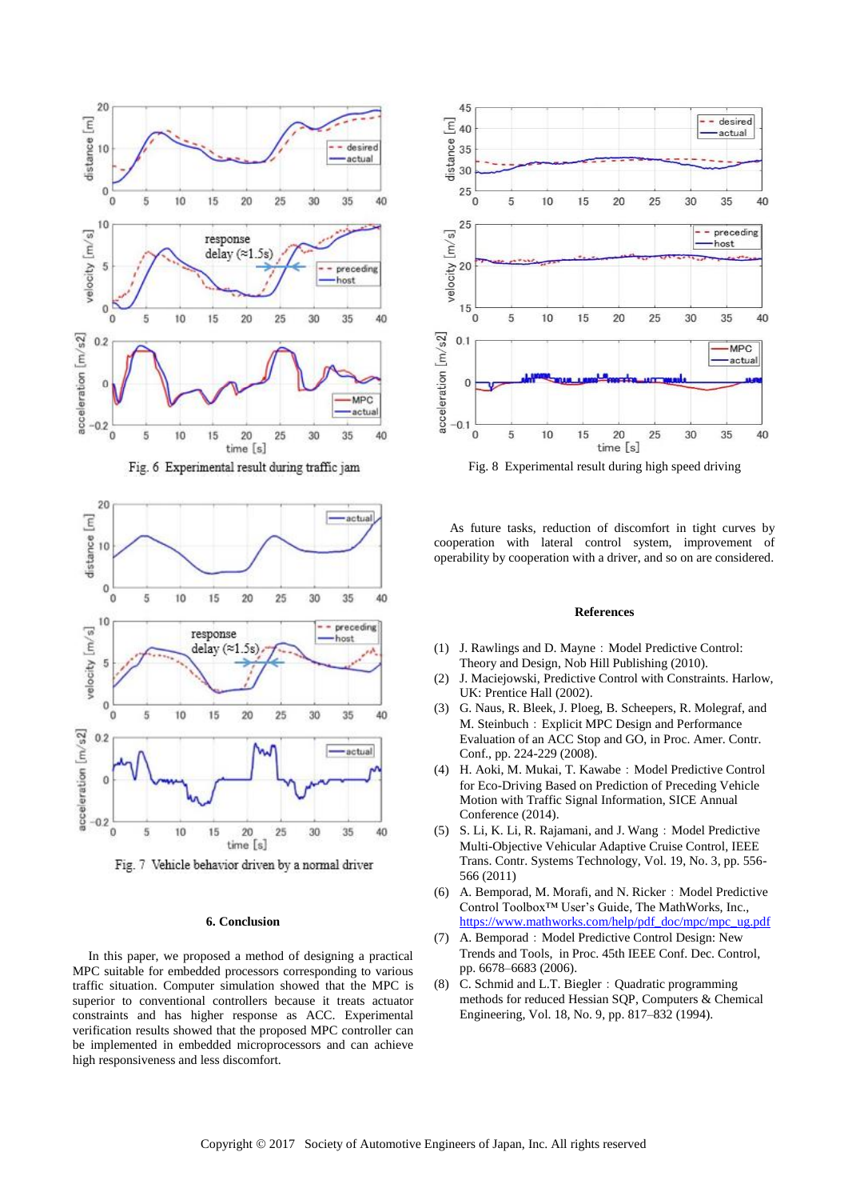distance [m]
20
10
0
desired
actual
velocity [m/s]
10
5
0
response
delay (≈1.5s)
preceding
host
acceleration [m/s2]
0.2
0
−0.2
MPC
actual
0 5 10 15 20 25 30 35 40
time [s]

Fig. 6 Experimental result during traffic jam

distance [m]
20
10
0
actual
velocity [m/s]
10
5
0
response
delay (≈1.5s)
preceding
host
acceleration [m/s2]
0.2
0
−0.2
actual
0 5 10 15 20 25 30 35 40
time [s]

Fig. 7 Vehicle behavior driven by a normal driver

## 6. Conclusion

In this paper, we proposed a method of designing a practical MPC suitable for embedded processors corresponding to various traffic situation. Computer simulation showed that the MPC is superior to conventional controllers because it treats actuator constraints and has higher response as ACC. Experimental verification results showed that the proposed MPC controller can be implemented in embedded microprocessors and can achieve high responsiveness and less discomfort.

distance [m]
45
40
35
30
25
desired
actual
velocity [m/s]
25
20
15
preceding
host
acceleration [m/s2]
0.1
0
−0.1
MPC
actual
0 5 10 15 20 25 30 35 40
time [s]

Fig. 8 Experimental result during high speed driving

As future tasks, reduction of discomfort in tight curves by cooperation with lateral control system, improvement of operability by cooperation with a driver, and so on are considered.

## References

(1) J. Rawlings and D. Mayne : Model Predictive Control: Theory and Design, Nob Hill Publishing (2010).
(2) J. Maciejowski, Predictive Control with Constraints. Harlow, UK: Prentice Hall (2002).
(3) G. Naus, R. Bleek, J. Ploeg, B. Scheepers, R. Molegraf, and M. Steinbuch : Explicit MPC Design and Performance Evaluation of an ACC Stop and GO, in Proc. Amer. Contr. Conf., pp. 224-229 (2008).
(4) H. Aoki, M. Mukai, T. Kawabe : Model Predictive Control for Eco-Driving Based on Prediction of Preceding Vehicle Motion with Traffic Signal Information, SICE Annual Conference (2014).
(5) S. Li, K. Li, R. Rajamani, and J. Wang : Model Predictive Multi-Objective Vehicular Adaptive Cruise Control, IEEE Trans. Contr. Systems Technology, Vol. 19, No. 3, pp. 556-566 (2011)
(6) A. Bemporad, M. Morafi, and N. Ricker : Model Predictive Control Toolbox™ User's Guide, The MathWorks, Inc., https://www.mathworks.com/help/pdf_doc/mpc/mpc_ug.pdf
(7) A. Bemporad : Model Predictive Control Design: New Trends and Tools, in Proc. 45th IEEE Conf. Dec. Control, pp. 6678–6683 (2006).
(8) C. Schmid and L.T. Biegler : Quadratic programming methods for reduced Hessian SQP, Computers & Chemical Engineering, Vol. 18, No. 9, pp. 817–832 (1994).

Copyright © 2017 Society of Automotive Engineers of Japan, Inc. All rights reserved